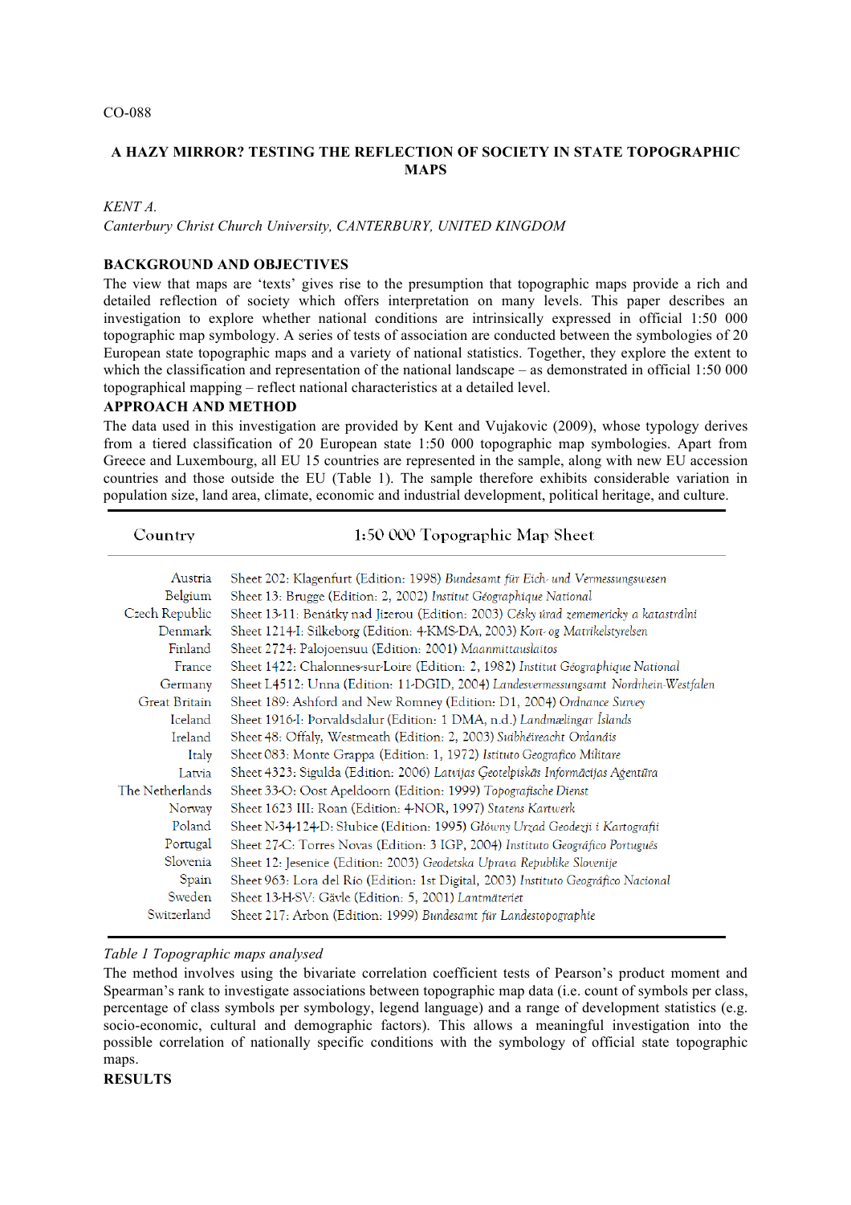CO-088

# A HAZY MIRROR? TESTING THE REFLECTION OF SOCIETY IN STATE TOPOGRAPHIC MAPS

*KENT A.*

*Canterbury Christ Church University, CANTERBURY, UNITED KINGDOM*

## BACKGROUND AND OBJECTIVES

The view that maps are 'texts' gives rise to the presumption that topographic maps provide a rich and detailed reflection of society which offers interpretation on many levels. This paper describes an investigation to explore whether national conditions are intrinsically expressed in official 1:50 000 topographic map symbology. A series of tests of association are conducted between the symbologies of 20 European state topographic maps and a variety of national statistics. Together, they explore the extent to which the classification and representation of the national landscape – as demonstrated in official 1:50 000 topographical mapping – reflect national characteristics at a detailed level.

## APPROACH AND METHOD

The data used in this investigation are provided by Kent and Vujakovic (2009), whose typology derives from a tiered classification of 20 European state 1:50 000 topographic map symbologies. Apart from Greece and Luxembourg, all EU 15 countries are represented in the sample, along with new EU accession countries and those outside the EU (Table 1). The sample therefore exhibits considerable variation in population size, land area, climate, economic and industrial development, political heritage, and culture.

| Country | 1:50 000 Topographic Map Sheet |
|---|---|
| Austria | Sheet 202: Klagenfurt (Edition: 1998) *Bundesamt für Eich- und Vermessungswesen* |
| Belgium | Sheet 13: Brugge (Edition: 2, 2002) *Institut Géographique National* |
| Czech Republic | Sheet 13-11: Benátky nad Jizerou (Edition: 2003) *Český úrad zememericky a katastrální* |
| Denmark | Sheet 1214-I: Silkeborg (Edition: 4-KMS-DA, 2003) *Kort- og Matrikelstyrelsen* |
| Finland | Sheet 2724: Palojoensuu (Edition: 2001) *Maanmittauslaitos* |
| France | Sheet 1422: Chalonnes-sur-Loire (Edition: 2, 1982) *Institut Géographique National* |
| Germany | Sheet L4512: Unna (Edition: 11-DGID, 2004) *Landesvermessungsamt Nordrhein-Westfalen* |
| Great Britain | Sheet 189: Ashford and New Romney (Edition: D1, 2004) *Ordnance Survey* |
| Iceland | Sheet 1916-I: Þorvaldsdalur (Edition: 1 DMA, n.d.) *Landmælingar Íslands* |
| Ireland | Sheet 48: Offaly, Westmeath (Edition: 2, 2003) *Suibhéireacht Ordanáis* |
| Italy | Sheet 083: Monte Grappa (Edition: 1, 1972) *Istituto Geografico Militare* |
| Latvia | Sheet 4323: Sigulda (Edition: 2006) *Latvijas Ģeotelpiskās Informācijas Aģentūra* |
| The Netherlands | Sheet 33-O: Oost Apeldoorn (Edition: 1999) *Topografische Dienst* |
| Norway | Sheet 1623 III: Roan (Edition: 4-NOR, 1997) *Statens Kartverk* |
| Poland | Sheet N-34-124-D: Słubice (Edition: 1995) *Główny Urząd Geodezji i Kartografii* |
| Portugal | Sheet 27-C: Torres Novas (Edition: 3 IGP, 2004) *Instituto Geográfico Português* |
| Slovenia | Sheet 12: Jesenice (Edition: 2003) *Geodetska Uprava Republike Slovenije* |
| Spain | Sheet 963: Lora del Río (Edition: 1st Digital, 2003) *Instituto Geográfico Nacional* |
| Sweden | Sheet 13-H-SV: Gävle (Edition: 5, 2001) *Lantmäteriet* |
| Switzerland | Sheet 217: Arbon (Edition: 1999) *Bundesamt für Landestopographie* |

*Table 1 Topographic maps analysed*

The method involves using the bivariate correlation coefficient tests of Pearson's product moment and Spearman's rank to investigate associations between topographic map data (i.e. count of symbols per class, percentage of class symbols per symbology, legend language) and a range of development statistics (e.g. socio-economic, cultural and demographic factors). This allows a meaningful investigation into the possible correlation of nationally specific conditions with the symbology of official state topographic maps.

## RESULTS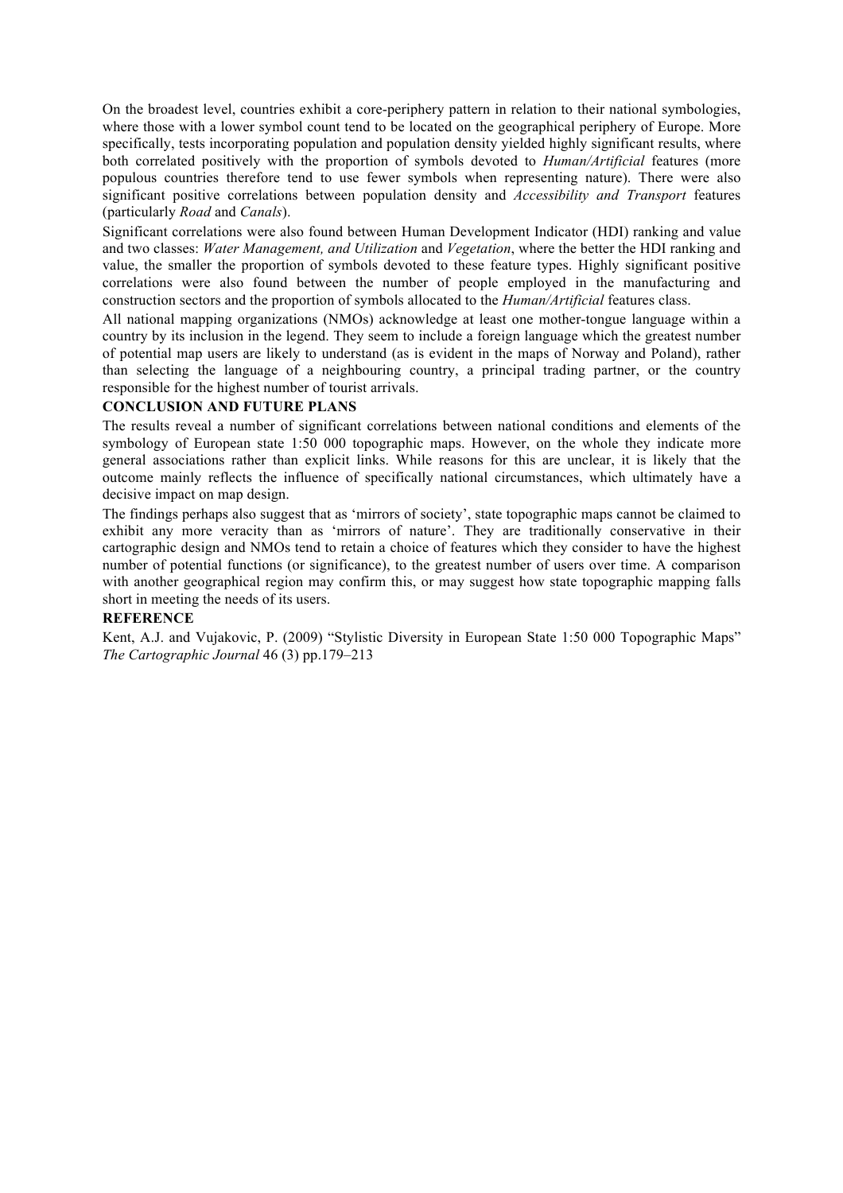On the broadest level, countries exhibit a core-periphery pattern in relation to their national symbologies, where those with a lower symbol count tend to be located on the geographical periphery of Europe. More specifically, tests incorporating population and population density yielded highly significant results, where both correlated positively with the proportion of symbols devoted to *Human/Artificial* features (more populous countries therefore tend to use fewer symbols when representing nature). There were also significant positive correlations between population density and *Accessibility and Transport* features (particularly *Road* and *Canals*).

Significant correlations were also found between Human Development Indicator (HDI) ranking and value and two classes: *Water Management, and Utilization* and *Vegetation*, where the better the HDI ranking and value, the smaller the proportion of symbols devoted to these feature types. Highly significant positive correlations were also found between the number of people employed in the manufacturing and construction sectors and the proportion of symbols allocated to the *Human/Artificial* features class.

All national mapping organizations (NMOs) acknowledge at least one mother-tongue language within a country by its inclusion in the legend. They seem to include a foreign language which the greatest number of potential map users are likely to understand (as is evident in the maps of Norway and Poland), rather than selecting the language of a neighbouring country, a principal trading partner, or the country responsible for the highest number of tourist arrivals.

## CONCLUSION AND FUTURE PLANS

The results reveal a number of significant correlations between national conditions and elements of the symbology of European state 1:50 000 topographic maps. However, on the whole they indicate more general associations rather than explicit links. While reasons for this are unclear, it is likely that the outcome mainly reflects the influence of specifically national circumstances, which ultimately have a decisive impact on map design.

The findings perhaps also suggest that as 'mirrors of society', state topographic maps cannot be claimed to exhibit any more veracity than as 'mirrors of nature'. They are traditionally conservative in their cartographic design and NMOs tend to retain a choice of features which they consider to have the highest number of potential functions (or significance), to the greatest number of users over time. A comparison with another geographical region may confirm this, or may suggest how state topographic mapping falls short in meeting the needs of its users.

## REFERENCE

Kent, A.J. and Vujakovic, P. (2009) "Stylistic Diversity in European State 1:50 000 Topographic Maps" *The Cartographic Journal* 46 (3) pp.179–213